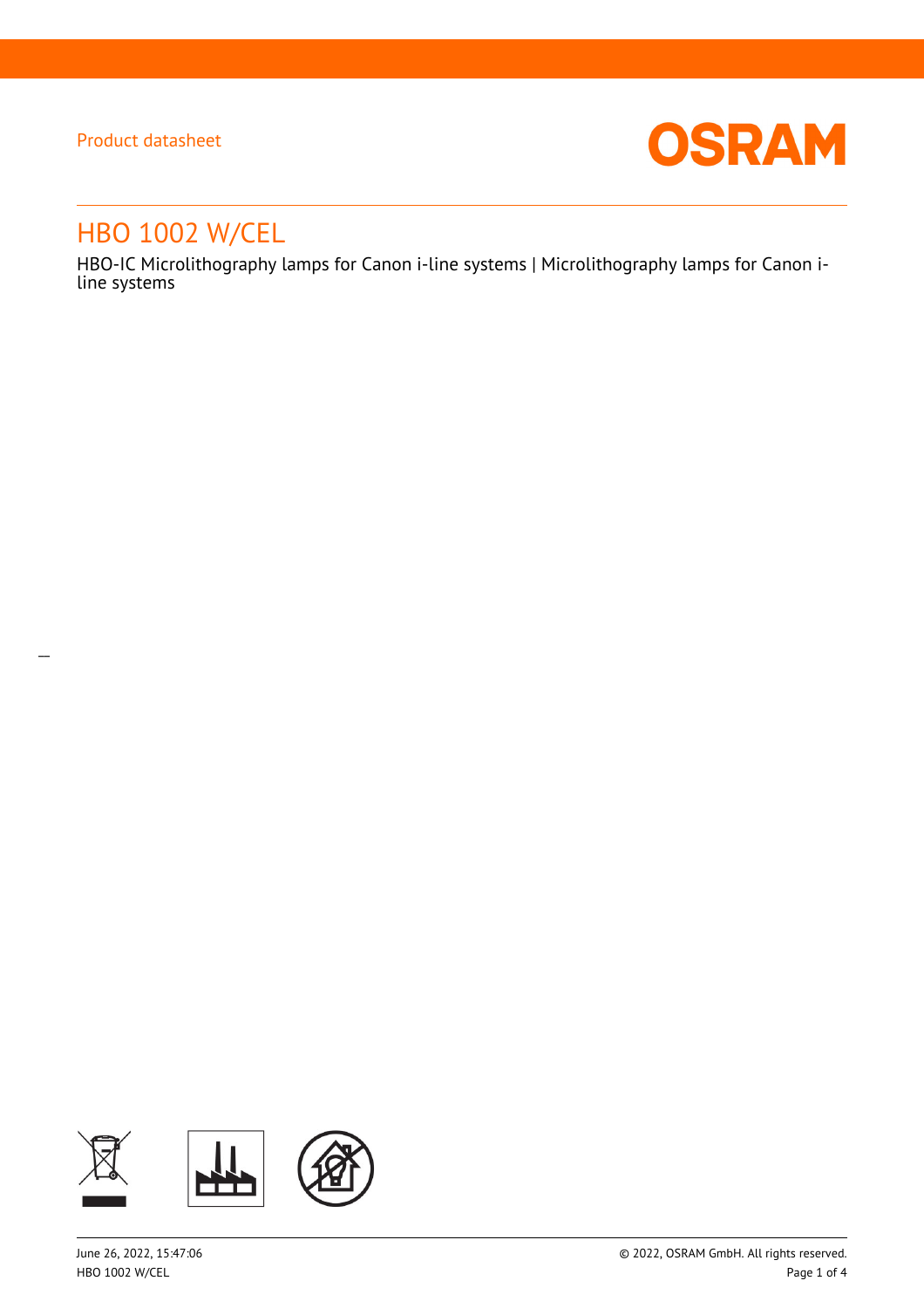Product datasheet

# HBO 1002 W/CEL

HBO-IC Microlithography lamps for Canon i-line systems | Microlithography lamps for Canon i-line systems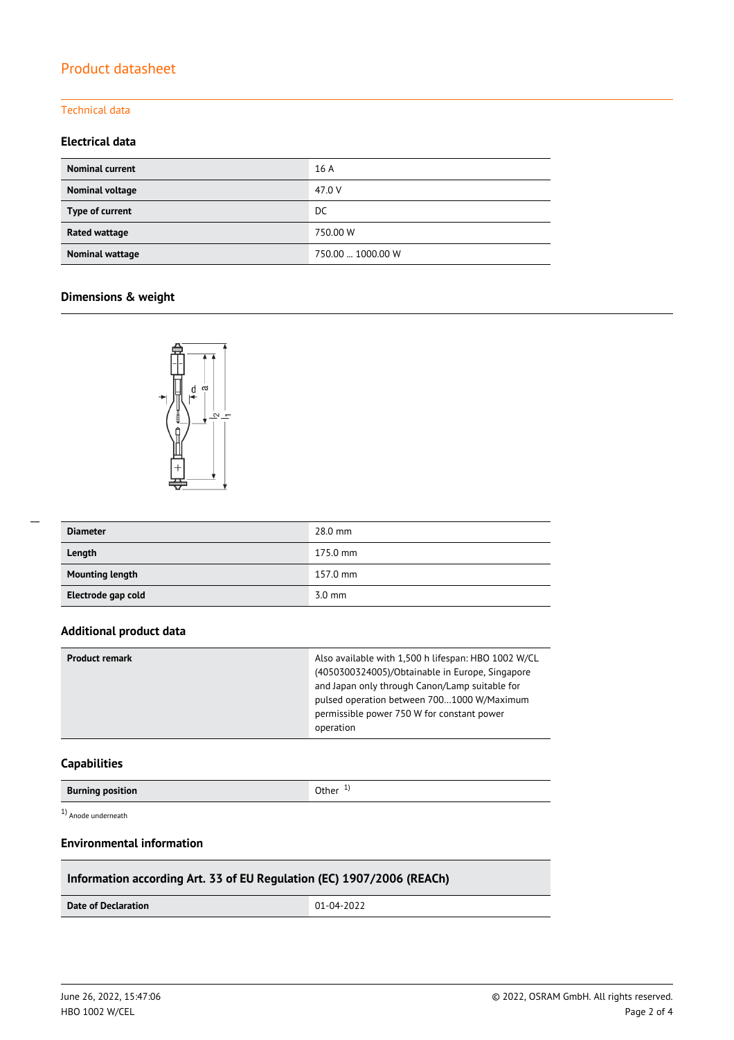# Product datasheet

## Technical data

### Electrical data

| | |
|---|---|
| **Nominal current** | 16 A |
| **Nominal voltage** | 47.0 V |
| **Type of current** | DC |
| **Rated wattage** | 750.00 W |
| **Nominal wattage** | 750.00 … 1000.00 W |

### Dimensions & weight

| | |
|---|---|
| **Diameter** | 28.0 mm |
| **Length** | 175.0 mm |
| **Mounting length** | 157.0 mm |
| **Electrode gap cold** | 3.0 mm |

### Additional product data

| | |
|---|---|
| **Product remark** | Also available with 1,500 h lifespan: HBO 1002 W/CL (4050300324005)/Obtainable in Europe, Singapore and Japan only through Canon/Lamp suitable for pulsed operation between 700…1000 W/Maximum permissible power 750 W for constant power operation |

### Capabilities

| | |
|---|---|
| **Burning position** | Other [1] |

[1] Anode underneath

### Environmental information

| Information according Art. 33 of EU Regulation (EC) 1907/2006 (REACh) | |
|---|---|
| **Date of Declaration** | 01-04-2022 |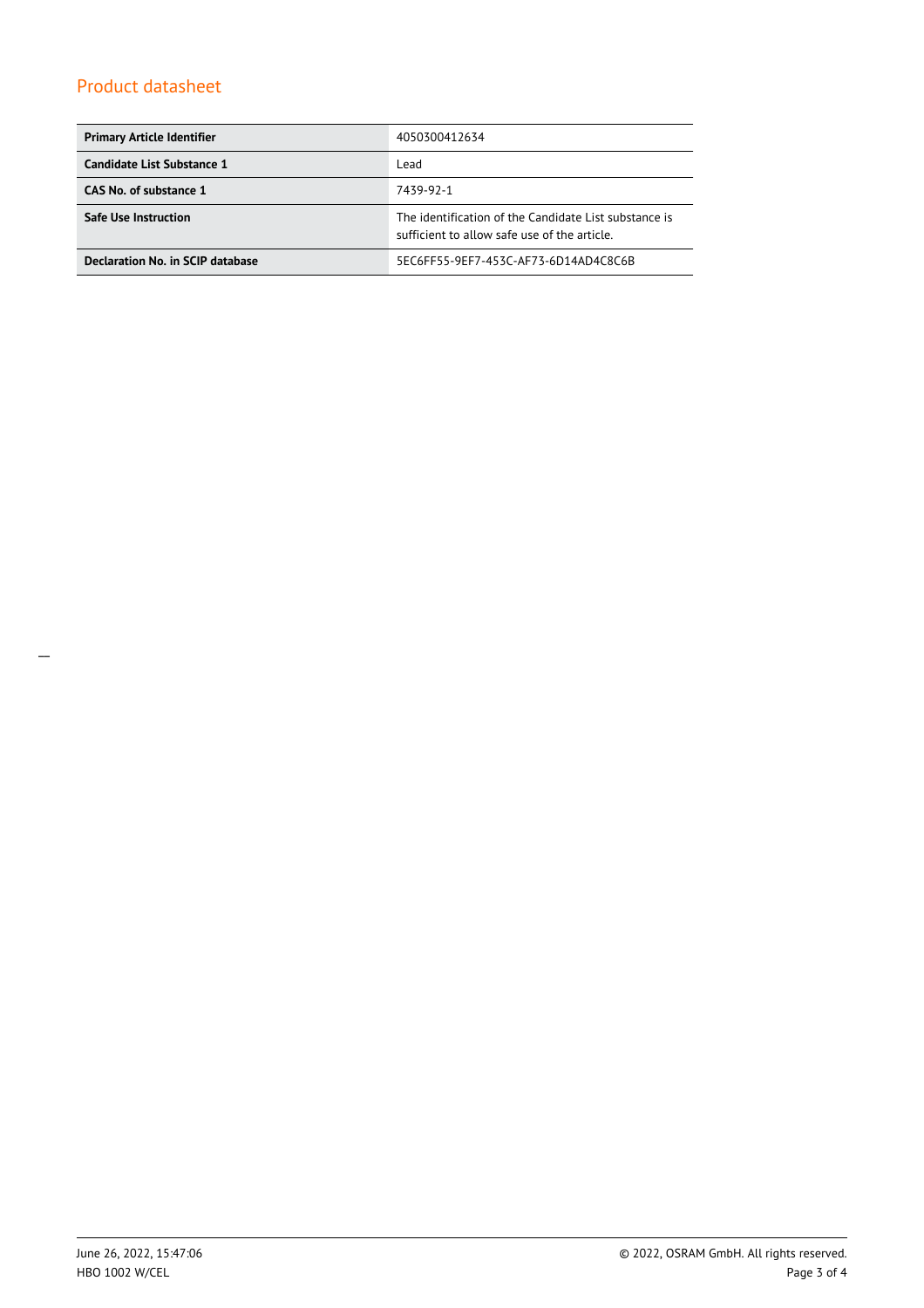## Product datasheet

| Primary Article Identifier | 4050300412634 |
|---|---|
| Candidate List Substance 1 | Lead |
| CAS No. of substance 1 | 7439-92-1 |
| Safe Use Instruction | The identification of the Candidate List substance is sufficient to allow safe use of the article. |
| Declaration No. in SCIP database | 5EC6FF55-9EF7-453C-AF73-6D14AD4C8C6B |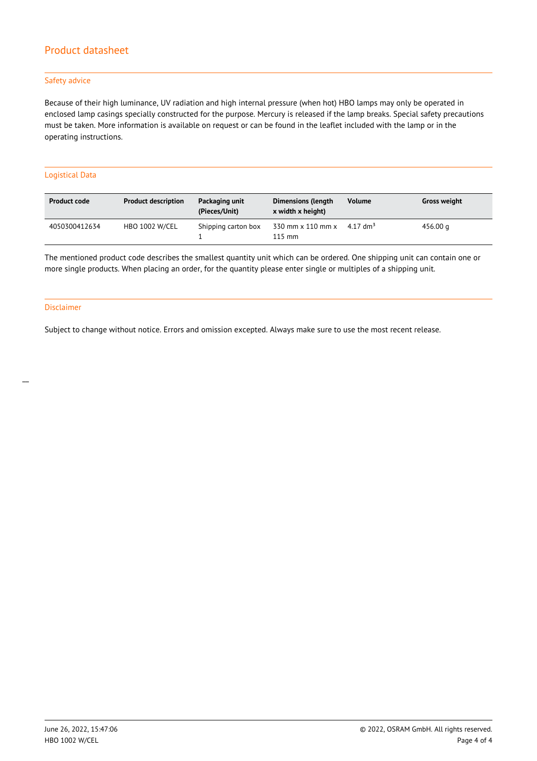## Safety advice

Because of their high luminance, UV radiation and high internal pressure (when hot) HBO lamps may only be operated in enclosed lamp casings specially constructed for the purpose. Mercury is released if the lamp breaks. Special safety precautions must be taken. More information is available on request or can be found in the leaflet included with the lamp or in the operating instructions.

## Logistical Data

| Product code | Product description | Packaging unit (Pieces/Unit) | Dimensions (length x width x height) | Volume | Gross weight |
|---|---|---|---|---|---|
| 4050300412634 | HBO 1002 W/CEL | Shipping carton box 1 | 330 mm x 110 mm x 115 mm | 4.17 $dm^3$ | 456.00 g |

The mentioned product code describes the smallest quantity unit which can be ordered. One shipping unit can contain one or more single products. When placing an order, for the quantity please enter single or multiples of a shipping unit.

## Disclaimer

Subject to change without notice. Errors and omission excepted. Always make sure to use the most recent release.